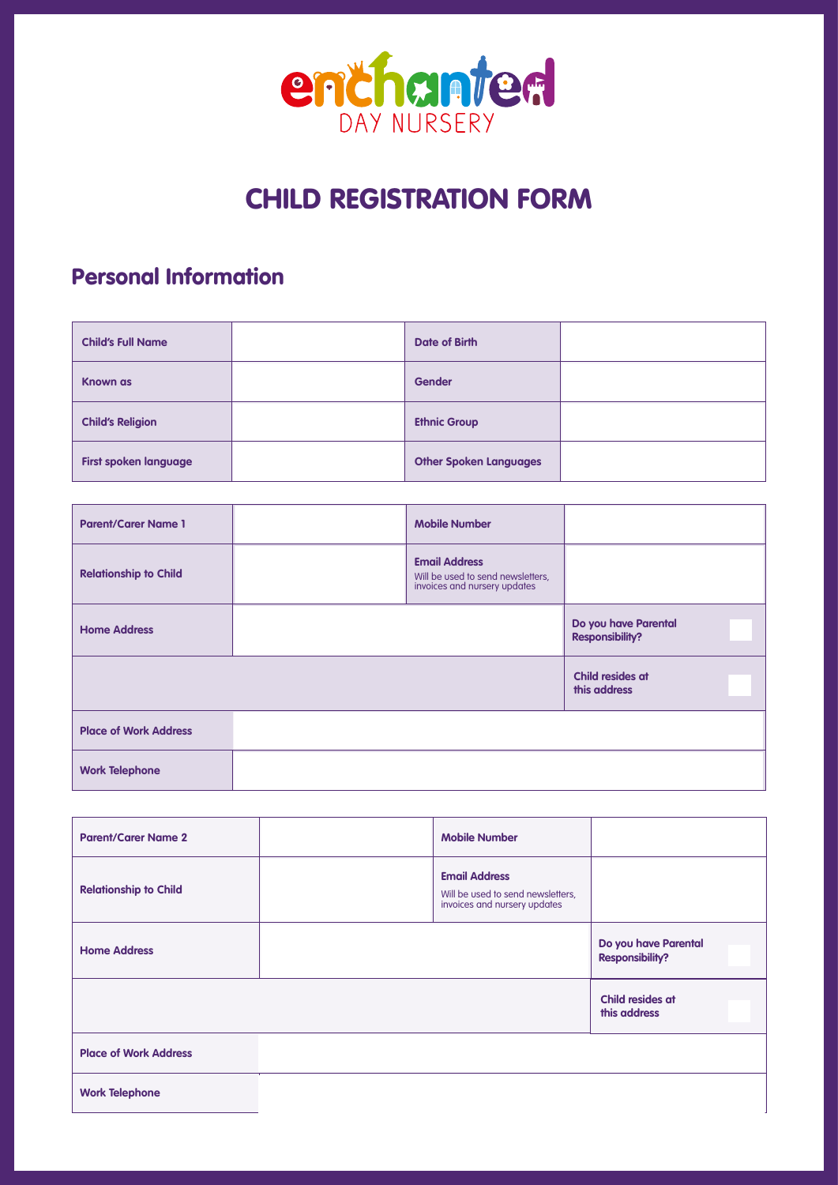enchanted DAY NURSERY

# CHILD REGISTRATION FORM

## Personal Information

| | | | |
|---|---|---|---|
| **Child's Full Name** | | **Date of Birth** | |
| **Known as** | | **Gender** | |
| **Child's Religion** | | **Ethnic Group** | |
| **First spoken language** | | **Other Spoken Languages** | |

| | | | |
|---|---|---|---|
| **Parent/Carer Name 1** | | **Mobile Number** | |
| **Relationship to Child** | | **Email Address** Will be used to send newsletters, invoices and nursery updates | |
| **Home Address** | | | **Do you have Parental Responsibility?** ☐ |
| | | | **Child resides at this address** ☐ |
| **Place of Work Address** | | | |
| **Work Telephone** | | | |

| | | | |
|---|---|---|---|
| **Parent/Carer Name 2** | | **Mobile Number** | |
| **Relationship to Child** | | **Email Address** Will be used to send newsletters, invoices and nursery updates | |
| **Home Address** | | | **Do you have Parental Responsibility?** ☐ |
| | | | **Child resides at this address** ☐ |
| **Place of Work Address** | | | |
| **Work Telephone** | | | |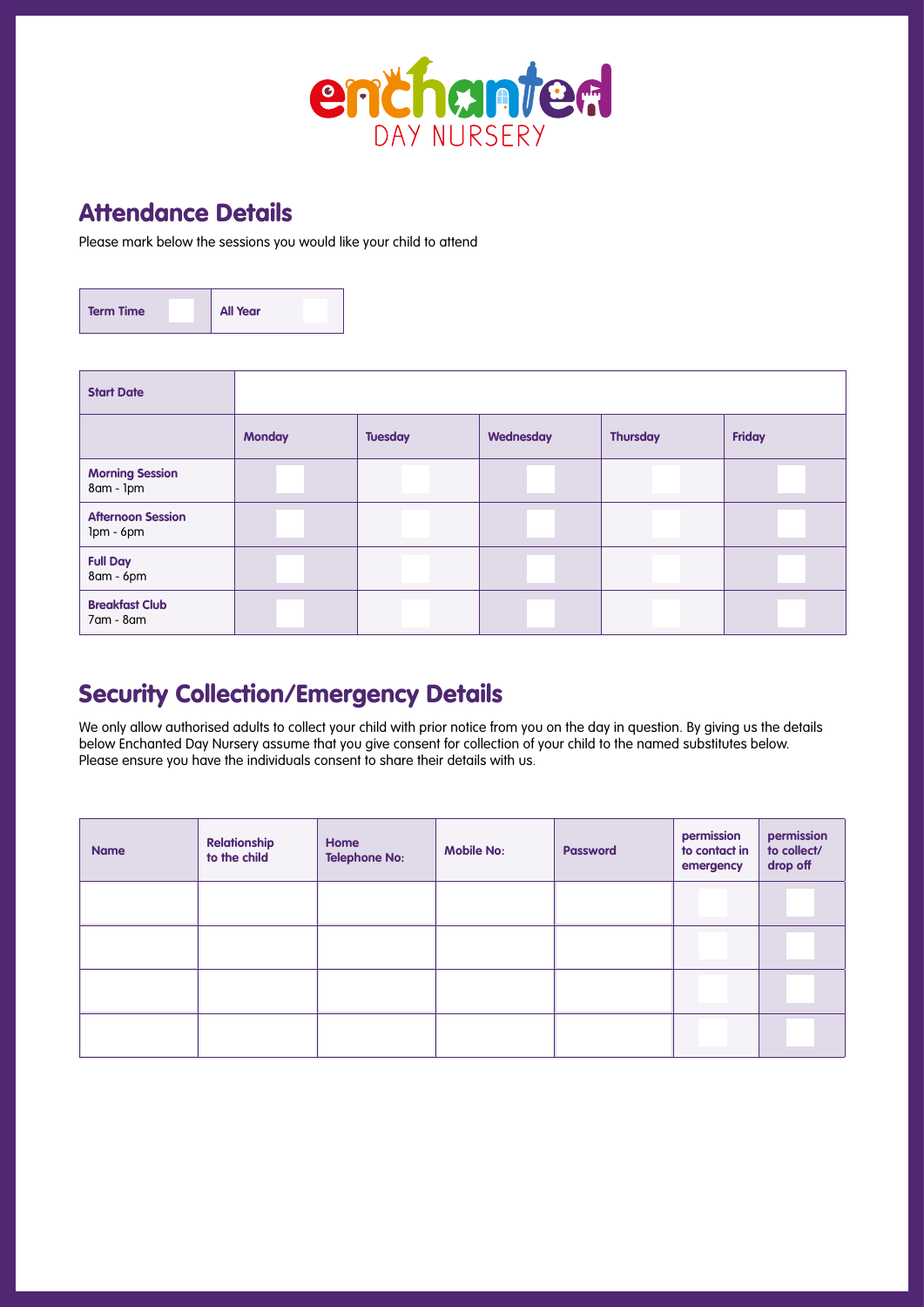enchanted DAY NURSERY

## Attendance Details

Please mark below the sessions you would like your child to attend

| Term Time | | All Year | |
|---|---|---|---|

| Start Date | | | | | |
|---|---|---|---|---|---|
| | **Monday** | **Tuesday** | **Wednesday** | **Thursday** | **Friday** |
| **Morning Session** 8am - 1pm | | | | | |
| **Afternoon Session** 1pm - 6pm | | | | | |
| **Full Day** 8am - 6pm | | | | | |
| **Breakfast Club** 7am - 8am | | | | | |

## Security Collection/Emergency Details

We only allow authorised adults to collect your child with prior notice from you on the day in question. By giving us the details below Enchanted Day Nursery assume that you give consent for collection of your child to the named substitutes below. Please ensure you have the individuals consent to share their details with us.

| Name | Relationship to the child | Home Telephone No: | Mobile No: | Password | permission to contact in emergency | permission to collect/ drop off |
|---|---|---|---|---|---|---|
| | | | | | | |
| | | | | | | |
| | | | | | | |
| | | | | | | |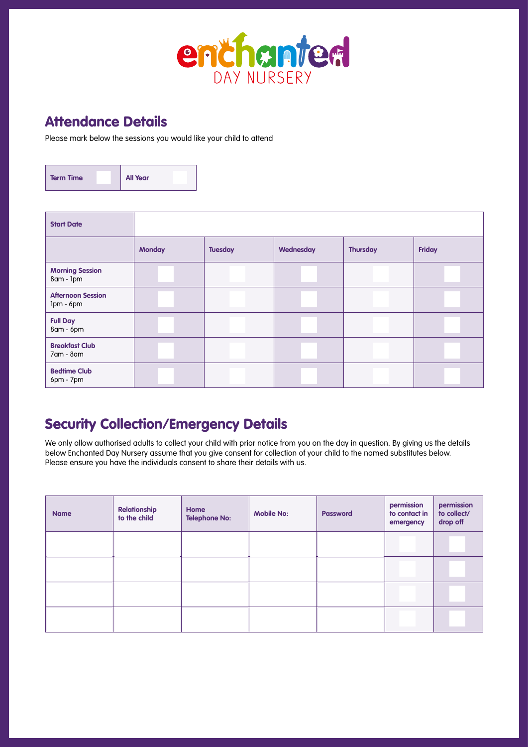enchanted DAY NURSERY

## Attendance Details

Please mark below the sessions you would like your child to attend

| Term Time | | All Year | |
|---|---|---|---|

| Start Date | | | | | |
|---|---|---|---|---|---|
| | **Monday** | **Tuesday** | **Wednesday** | **Thursday** | **Friday** |
| **Morning Session** 8am - 1pm | | | | | |
| **Afternoon Session** 1pm - 6pm | | | | | |
| **Full Day** 8am - 6pm | | | | | |
| **Breakfast Club** 7am - 8am | | | | | |
| **Bedtime Club** 6pm - 7pm | | | | | |

## Security Collection/Emergency Details

We only allow authorised adults to collect your child with prior notice from you on the day in question. By giving us the details below Enchanted Day Nursery assume that you give consent for collection of your child to the named substitutes below. Please ensure you have the individuals consent to share their details with us.

| Name | Relationship to the child | Home Telephone No: | Mobile No: | Password | permission to contact in emergency | permission to collect/ drop off |
|---|---|---|---|---|---|---|
| | | | | | | |
| | | | | | | |
| | | | | | | |
| | | | | | | |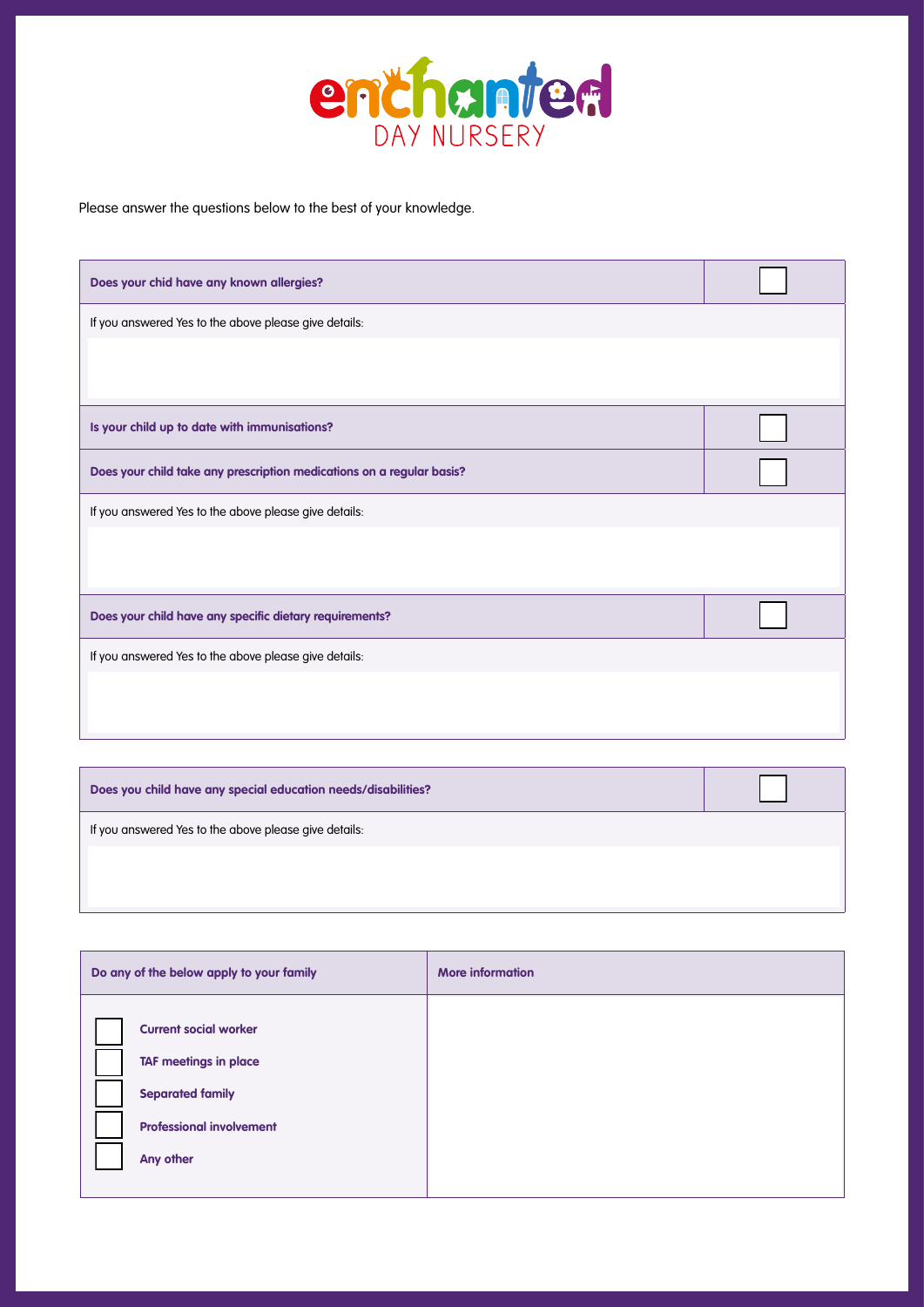# enchanted DAY NURSERY

Please answer the questions below to the best of your knowledge.

| **Does your chid have any known allergies?** | ☐ |
|---|---|
| If you answered Yes to the above please give details: | |

| **Is your child up to date with immunisations?** | ☐ |
|---|---|
| **Does your child take any prescription medications on a regular basis?** | ☐ |
| If you answered Yes to the above please give details: | |

| **Does your child have any specific dietary requirements?** | ☐ |
|---|---|
| If you answered Yes to the above please give details: | |

| **Does you child have any special education needs/disabilities?** | ☐ |
|---|---|
| If you answered Yes to the above please give details: | |

| **Do any of the below apply to your family** | **More information** |
|---|---|
| ☐ **Current social worker**<br>☐ **TAF meetings in place**<br>☐ **Separated family**<br>☐ **Professional involvement**<br>☐ **Any other** | |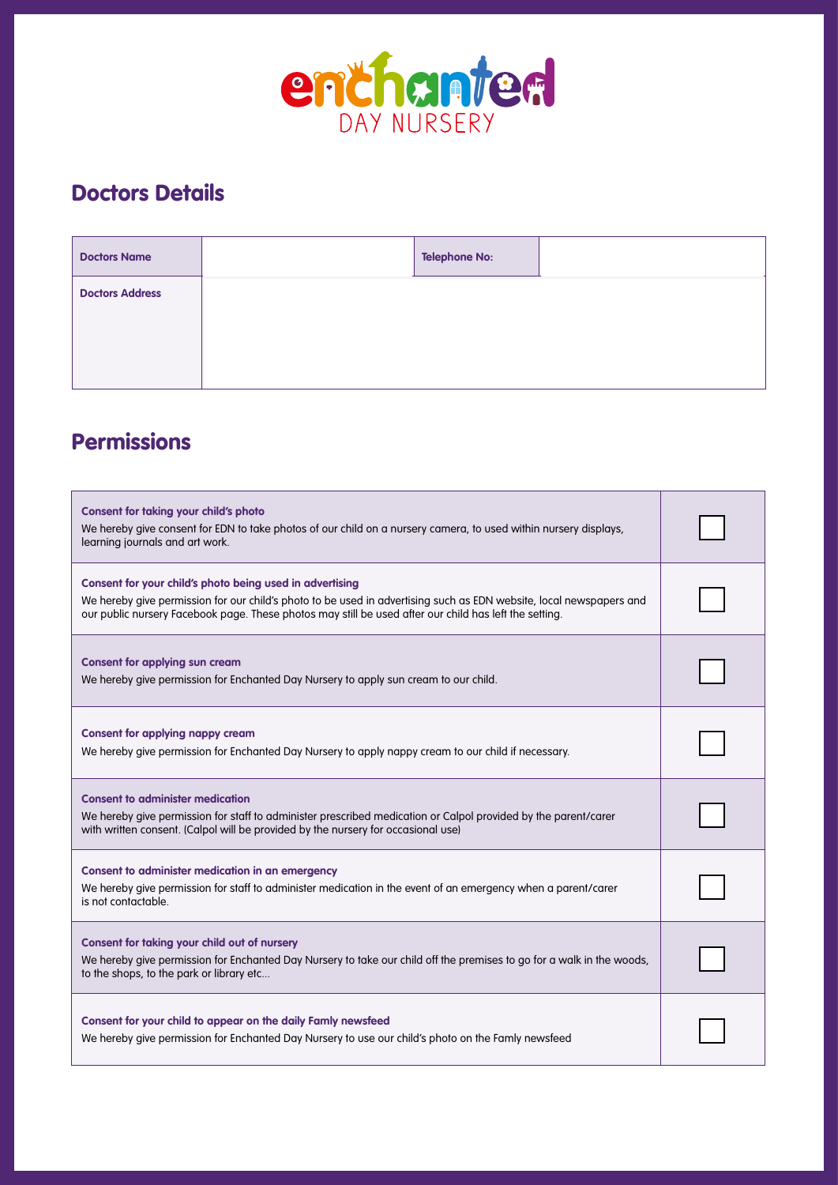enchanted DAY NURSERY

## Doctors Details

| Doctors Name | | Telephone No: | |
|---|---|---|---|
| Doctors Address | | | |

## Permissions

| | |
|---|---|
| **Consent for taking your child's photo**<br>We hereby give consent for EDN to take photos of our child on a nursery camera, to used within nursery displays, learning journals and art work. | ☐ |
| **Consent for your child's photo being used in advertising**<br>We hereby give permission for our child's photo to be used in advertising such as EDN website, local newspapers and our public nursery Facebook page. These photos may still be used after our child has left the setting. | ☐ |
| **Consent for applying sun cream**<br>We hereby give permission for Enchanted Day Nursery to apply sun cream to our child. | ☐ |
| **Consent for applying nappy cream**<br>We hereby give permission for Enchanted Day Nursery to apply nappy cream to our child if necessary. | ☐ |
| **Consent to administer medication**<br>We hereby give permission for staff to administer prescribed medication or Calpol provided by the parent/carer with written consent. (Calpol will be provided by the nursery for occasional use) | ☐ |
| **Consent to administer medication in an emergency**<br>We hereby give permission for staff to administer medication in the event of an emergency when a parent/carer is not contactable. | ☐ |
| **Consent for taking your child out of nursery**<br>We hereby give permission for Enchanted Day Nursery to take our child off the premises to go for a walk in the woods, to the shops, to the park or library etc... | ☐ |
| **Consent for your child to appear on the daily Famly newsfeed**<br>We hereby give permission for Enchanted Day Nursery to use our child's photo on the Famly newsfeed | ☐ |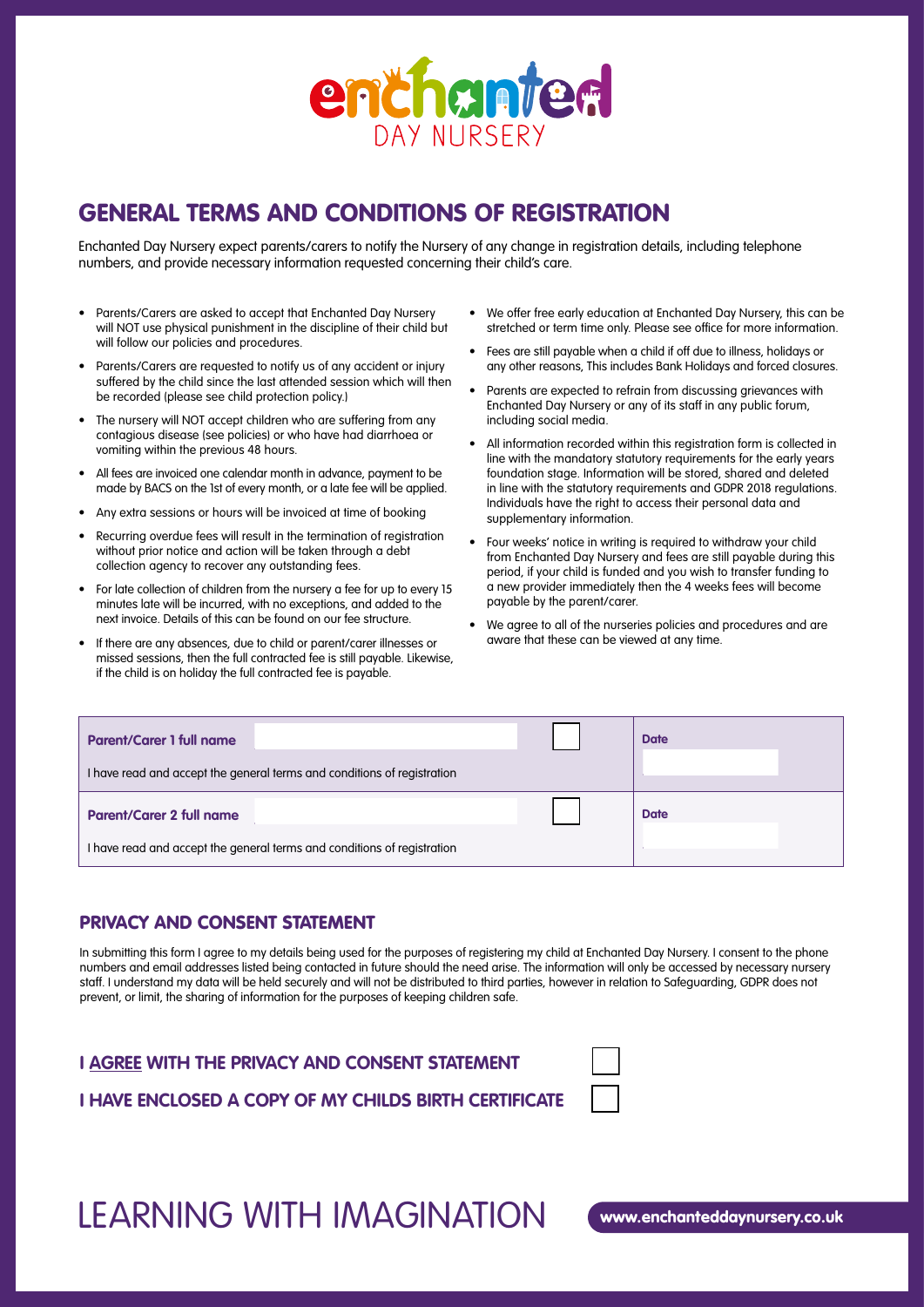enchanted
DAY NURSERY

# GENERAL TERMS AND CONDITIONS OF REGISTRATION

Enchanted Day Nursery expect parents/carers to notify the Nursery of any change in registration details, including telephone numbers, and provide necessary information requested concerning their child's care.

- Parents/Carers are asked to accept that Enchanted Day Nursery will NOT use physical punishment in the discipline of their child but will follow our policies and procedures.
- Parents/Carers are requested to notify us of any accident or injury suffered by the child since the last attended session which will then be recorded (please see child protection policy.)
- The nursery will NOT accept children who are suffering from any contagious disease (see policies) or who have had diarrhoea or vomiting within the previous 48 hours.
- All fees are invoiced one calendar month in advance, payment to be made by BACS on the 1st of every month, or a late fee will be applied.
- Any extra sessions or hours will be invoiced at time of booking
- Recurring overdue fees will result in the termination of registration without prior notice and action will be taken through a debt collection agency to recover any outstanding fees.
- For late collection of children from the nursery a fee for up to every 15 minutes late will be incurred, with no exceptions, and added to the next invoice. Details of this can be found on our fee structure.
- If there are any absences, due to child or parent/carer illnesses or missed sessions, then the full contracted fee is still payable. Likewise, if the child is on holiday the full contracted fee is payable.
- We offer free early education at Enchanted Day Nursery, this can be stretched or term time only. Please see office for more information.
- Fees are still payable when a child if off due to illness, holidays or any other reasons, This includes Bank Holidays and forced closures.
- Parents are expected to refrain from discussing grievances with Enchanted Day Nursery or any of its staff in any public forum, including social media.
- All information recorded within this registration form is collected in line with the mandatory statutory requirements for the early years foundation stage. Information will be stored, shared and deleted in line with the statutory requirements and GDPR 2018 regulations. Individuals have the right to access their personal data and supplementary information.
- Four weeks' notice in writing is required to withdraw your child from Enchanted Day Nursery and fees are still payable during this period, if your child is funded and you wish to transfer funding to a new provider immediately then the 4 weeks fees will become payable by the parent/carer.
- We agree to all of the nurseries policies and procedures and are aware that these can be viewed at any time.

| | | |
|---|---|---|
| **Parent/Carer 1 full name** | ☐ | **Date** |
| I have read and accept the general terms and conditions of registration | | |
| **Parent/Carer 2 full name** | ☐ | **Date** |
| I have read and accept the general terms and conditions of registration | | |

## PRIVACY AND CONSENT STATEMENT

In submitting this form I agree to my details being used for the purposes of registering my child at Enchanted Day Nursery. I consent to the phone numbers and email addresses listed being contacted in future should the need arise. The information will only be accessed by necessary nursery staff. I understand my data will be held securely and will not be distributed to third parties, however in relation to Safeguarding, GDPR does not prevent, or limit, the sharing of information for the purposes of keeping children safe.

**I AGREE WITH THE PRIVACY AND CONSENT STATEMENT** ☐

**I HAVE ENCLOSED A COPY OF MY CHILDS BIRTH CERTIFICATE** ☐

LEARNING WITH IMAGINATION

**www.enchanteddaynursery.co.uk**